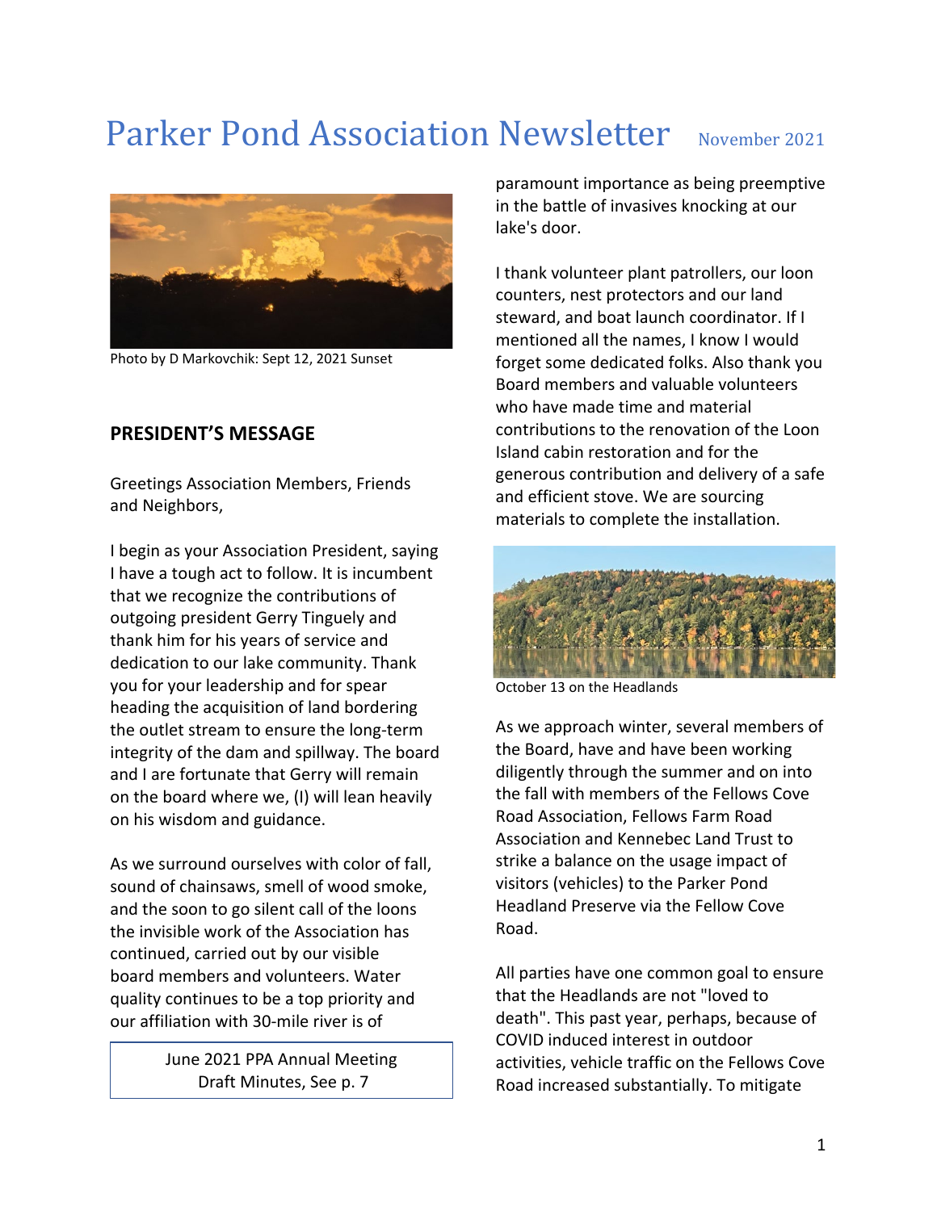# Parker Pond Association Newsletter

November 2021

Photo by D Markovchik: Sept 12, 2021 Sunset

## PRESIDENT'S MESSAGE

Greetings Association Members, Friends and Neighbors,

I begin as your Association President, saying I have a tough act to follow. It is incumbent that we recognize the contributions of outgoing president Gerry Tinguely and thank him for his years of service and dedication to our lake community. Thank you for your leadership and for spear heading the acquisition of land bordering the outlet stream to ensure the long-term integrity of the dam and spillway. The board and I are fortunate that Gerry will remain on the board where we, (I) will lean heavily on his wisdom and guidance.

As we surround ourselves with color of fall, sound of chainsaws, smell of wood smoke, and the soon to go silent call of the loons the invisible work of the Association has continued, carried out by our visible board members and volunteers. Water quality continues to be a top priority and our affiliation with 30-mile river is of paramount importance as being preemptive in the battle of invasives knocking at our lake's door.

> June 2021 PPA Annual Meeting Draft Minutes, See p. 7

I thank volunteer plant patrollers, our loon counters, nest protectors and our land steward, and boat launch coordinator. If I mentioned all the names, I know I would forget some dedicated folks. Also thank you Board members and valuable volunteers who have made time and material contributions to the renovation of the Loon Island cabin restoration and for the generous contribution and delivery of a safe and efficient stove. We are sourcing materials to complete the installation.

October 13 on the Headlands

As we approach winter, several members of the Board, have and have been working diligently through the summer and on into the fall with members of the Fellows Cove Road Association, Fellows Farm Road Association and Kennebec Land Trust to strike a balance on the usage impact of visitors (vehicles) to the Parker Pond Headland Preserve via the Fellow Cove Road.

All parties have one common goal to ensure that the Headlands are not "loved to death". This past year, perhaps, because of COVID induced interest in outdoor activities, vehicle traffic on the Fellows Cove Road increased substantially. To mitigate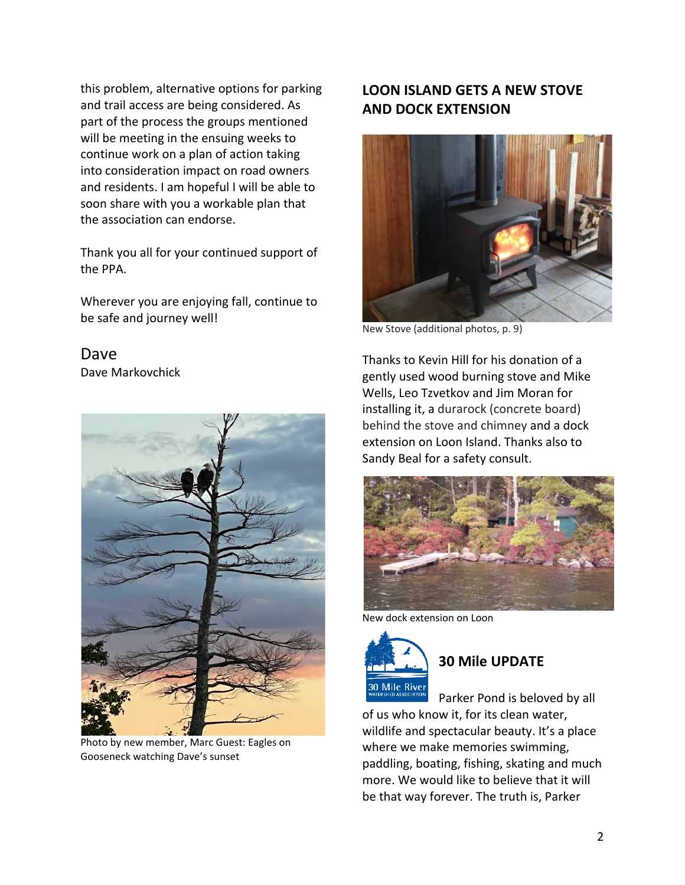this problem, alternative options for parking and trail access are being considered. As part of the process the groups mentioned will be meeting in the ensuing weeks to continue work on a plan of action taking into consideration impact on road owners and residents. I am hopeful I will be able to soon share with you a workable plan that the association can endorse.

Thank you all for your continued support of the PPA.

Wherever you are enjoying fall, continue to be safe and journey well!

Dave
Dave Markovchick

Photo by new member, Marc Guest: Eagles on Gooseneck watching Dave's sunset

## LOON ISLAND GETS A NEW STOVE AND DOCK EXTENSION

New Stove (additional photos, p. 9)

Thanks to Kevin Hill for his donation of a gently used wood burning stove and Mike Wells, Leo Tzvetkov and Jim Moran for installing it, a durarock (concrete board) behind the stove and chimney and a dock extension on Loon Island. Thanks also to Sandy Beal for a safety consult.

New dock extension on Loon

## 30 Mile UPDATE

Parker Pond is beloved by all of us who know it, for its clean water, wildlife and spectacular beauty. It's a place where we make memories swimming, paddling, boating, fishing, skating and much more. We would like to believe that it will be that way forever. The truth is, Parker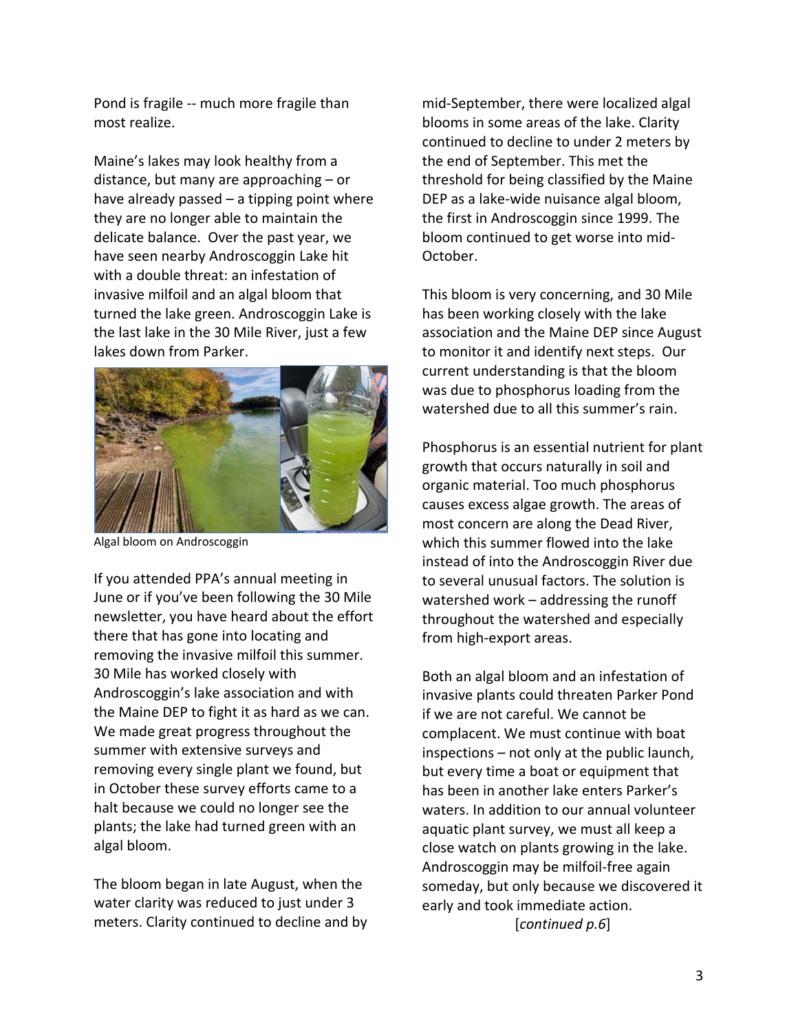Pond is fragile -- much more fragile than most realize.

Maine's lakes may look healthy from a distance, but many are approaching – or have already passed – a tipping point where they are no longer able to maintain the delicate balance. Over the past year, we have seen nearby Androscoggin Lake hit with a double threat: an infestation of invasive milfoil and an algal bloom that turned the lake green. Androscoggin Lake is the last lake in the 30 Mile River, just a few lakes down from Parker.

Algal bloom on Androscoggin

If you attended PPA's annual meeting in June or if you've been following the 30 Mile newsletter, you have heard about the effort there that has gone into locating and removing the invasive milfoil this summer. 30 Mile has worked closely with Androscoggin's lake association and with the Maine DEP to fight it as hard as we can. We made great progress throughout the summer with extensive surveys and removing every single plant we found, but in October these survey efforts came to a halt because we could no longer see the plants; the lake had turned green with an algal bloom.

The bloom began in late August, when the water clarity was reduced to just under 3 meters. Clarity continued to decline and by mid-September, there were localized algal blooms in some areas of the lake. Clarity continued to decline to under 2 meters by the end of September. This met the threshold for being classified by the Maine DEP as a lake-wide nuisance algal bloom, the first in Androscoggin since 1999. The bloom continued to get worse into mid-October.

This bloom is very concerning, and 30 Mile has been working closely with the lake association and the Maine DEP since August to monitor it and identify next steps. Our current understanding is that the bloom was due to phosphorus loading from the watershed due to all this summer's rain.

Phosphorus is an essential nutrient for plant growth that occurs naturally in soil and organic material. Too much phosphorus causes excess algae growth. The areas of most concern are along the Dead River, which this summer flowed into the lake instead of into the Androscoggin River due to several unusual factors. The solution is watershed work – addressing the runoff throughout the watershed and especially from high-export areas.

Both an algal bloom and an infestation of invasive plants could threaten Parker Pond if we are not careful. We cannot be complacent. We must continue with boat inspections – not only at the public launch, but every time a boat or equipment that has been in another lake enters Parker's waters. In addition to our annual volunteer aquatic plant survey, we must all keep a close watch on plants growing in the lake. Androscoggin may be milfoil-free again someday, but only because we discovered it early and took immediate action.

[*continued p.6*]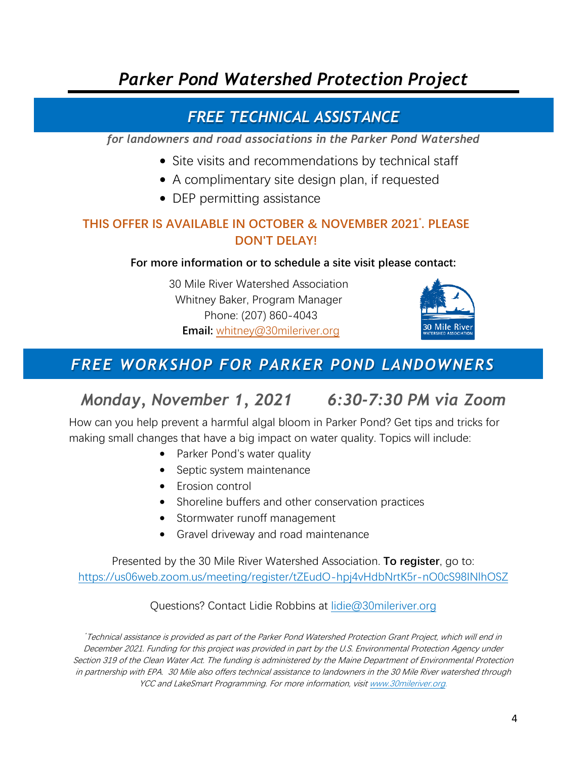# *Parker Pond Watershed Protection Project*

## *FREE TECHNICAL ASSISTANCE*

***for landowners and road associations in the Parker Pond Watershed***

- Site visits and recommendations by technical staff
- A complimentary site design plan, if requested
- DEP permitting assistance

**THIS OFFER IS AVAILABLE IN OCTOBER & NOVEMBER 2021*. PLEASE DON'T DELAY!**

**For more information or to schedule a site visit please contact:**

30 Mile River Watershed Association
Whitney Baker, Program Manager
Phone: (207) 860-4043
**Email:** whitney@30mileriver.org

## *FREE WORKSHOP FOR PARKER POND LANDOWNERS*

### *Monday, November 1, 2021 6:30-7:30 PM via Zoom*

How can you help prevent a harmful algal bloom in Parker Pond? Get tips and tricks for making small changes that have a big impact on water quality. Topics will include:

- Parker Pond's water quality
- Septic system maintenance
- Erosion control
- Shoreline buffers and other conservation practices
- Stormwater runoff management
- Gravel driveway and road maintenance

Presented by the 30 Mile River Watershed Association. **To register**, go to: https://us06web.zoom.us/meeting/register/tZEudO-hpj4vHdbNrtK5r-nO0cS98INlhOSZ

Questions? Contact Lidie Robbins at lidie@30mileriver.org

*\*Technical assistance is provided as part of the Parker Pond Watershed Protection Grant Project, which will end in December 2021. Funding for this project was provided in part by the U.S. Environmental Protection Agency under Section 319 of the Clean Water Act. The funding is administered by the Maine Department of Environmental Protection in partnership with EPA. 30 Mile also offers technical assistance to landowners in the 30 Mile River watershed through YCC and LakeSmart Programming. For more information, visit www.30mileriver.org.*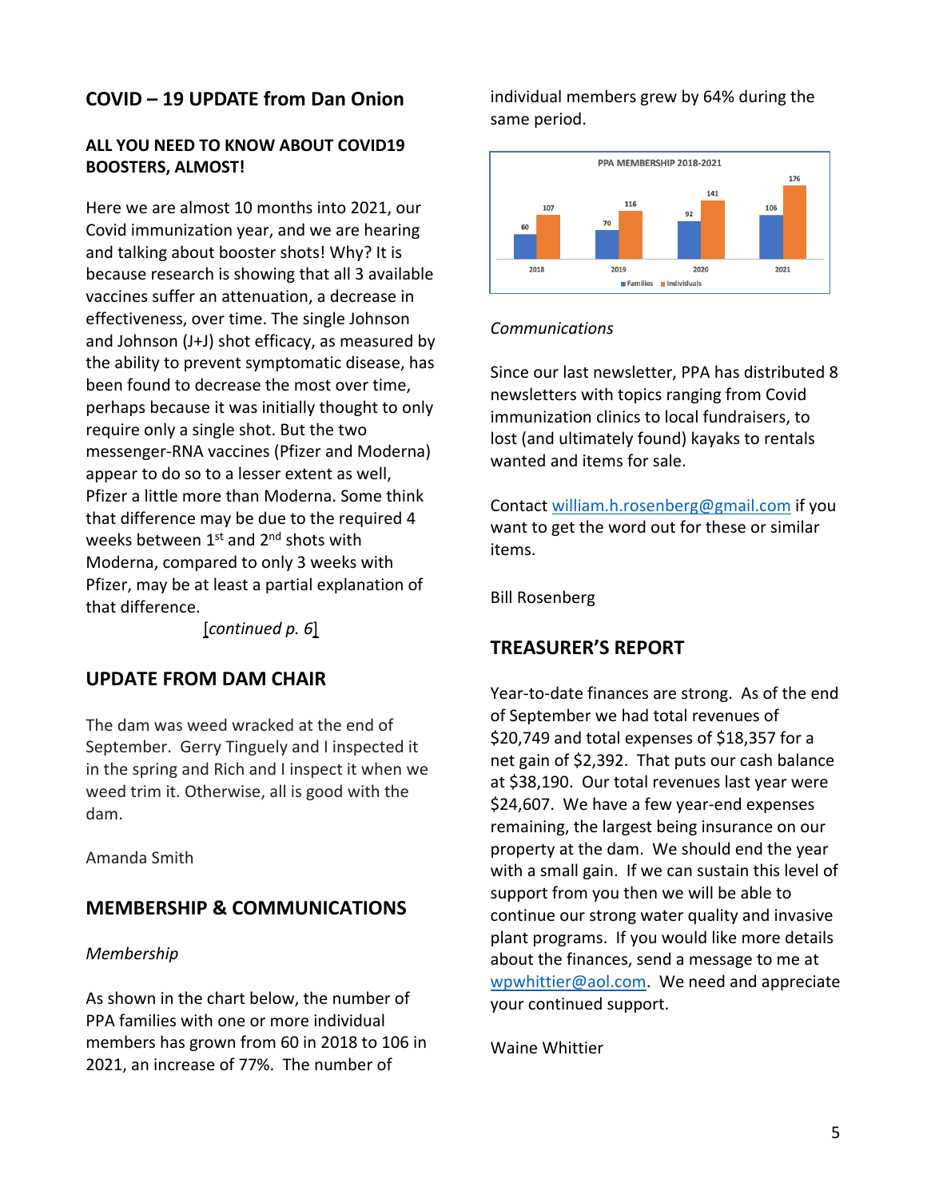## COVID – 19 UPDATE from Dan Onion

### ALL YOU NEED TO KNOW ABOUT COVID19 BOOSTERS, ALMOST!

Here we are almost 10 months into 2021, our Covid immunization year, and we are hearing and talking about booster shots! Why? It is because research is showing that all 3 available vaccines suffer an attenuation, a decrease in effectiveness, over time. The single Johnson and Johnson (J+J) shot efficacy, as measured by the ability to prevent symptomatic disease, has been found to decrease the most over time, perhaps because it was initially thought to only require only a single shot. But the two messenger-RNA vaccines (Pfizer and Moderna) appear to do so to a lesser extent as well, Pfizer a little more than Moderna. Some think that difference may be due to the required 4 weeks between 1st and 2nd shots with Moderna, compared to only 3 weeks with Pfizer, may be at least a partial explanation of that difference.

[*continued p. 6*]

## UPDATE FROM DAM CHAIR

The dam was weed wracked at the end of September. Gerry Tinguely and I inspected it in the spring and Rich and I inspect it when we weed trim it. Otherwise, all is good with the dam.

Amanda Smith

## MEMBERSHIP & COMMUNICATIONS

*Membership*

As shown in the chart below, the number of PPA families with one or more individual members has grown from 60 in 2018 to 106 in 2021, an increase of 77%. The number of individual members grew by 64% during the same period.

PPA MEMBERSHIP 2018-2021

| | 2018 | 2019 | 2020 | 2021 |
|---|---|---|---|---|
| Families | 60 | 70 | 92 | 106 |
| Individuals | 107 | 116 | 141 | 176 |

*Communications*

Since our last newsletter, PPA has distributed 8 newsletters with topics ranging from Covid immunization clinics to local fundraisers, to lost (and ultimately found) kayaks to rentals wanted and items for sale.

Contact william.h.rosenberg@gmail.com if you want to get the word out for these or similar items.

Bill Rosenberg

## TREASURER'S REPORT

Year-to-date finances are strong. As of the end of September we had total revenues of $20,749 and total expenses of $18,357 for a net gain of $2,392. That puts our cash balance at $38,190. Our total revenues last year were $24,607. We have a few year-end expenses remaining, the largest being insurance on our property at the dam. We should end the year with a small gain. If we can sustain this level of support from you then we will be able to continue our strong water quality and invasive plant programs. If you would like more details about the finances, send a message to me at wpwhittier@aol.com. We need and appreciate your continued support.

Waine Whittier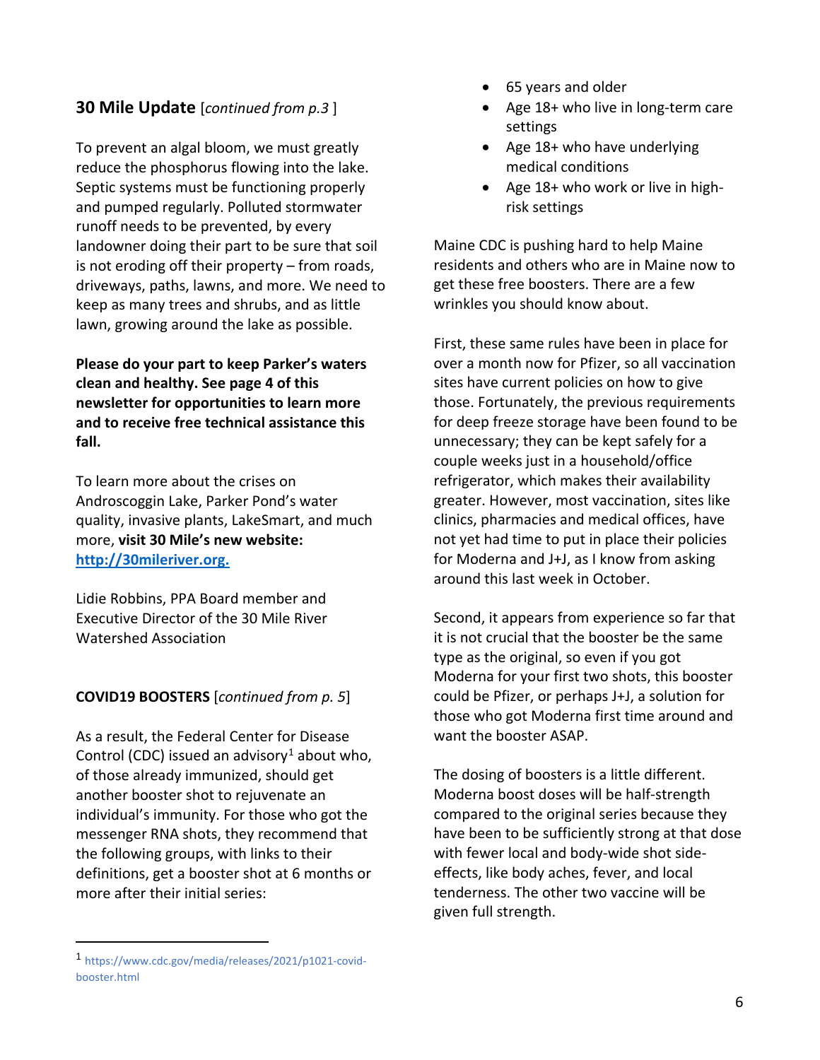## 30 Mile Update [*continued from p.3* ]

To prevent an algal bloom, we must greatly reduce the phosphorus flowing into the lake. Septic systems must be functioning properly and pumped regularly. Polluted stormwater runoff needs to be prevented, by every landowner doing their part to be sure that soil is not eroding off their property – from roads, driveways, paths, lawns, and more. We need to keep as many trees and shrubs, and as little lawn, growing around the lake as possible.

**Please do your part to keep Parker's waters clean and healthy. See page 4 of this newsletter for opportunities to learn more and to receive free technical assistance this fall.**

To learn more about the crises on Androscoggin Lake, Parker Pond's water quality, invasive plants, LakeSmart, and much more, **visit 30 Mile's new website: [http://30mileriver.org.](http://30mileriver.org)**

Lidie Robbins, PPA Board member and Executive Director of the 30 Mile River Watershed Association

**COVID19 BOOSTERS** [*continued from p. 5*]

As a result, the Federal Center for Disease Control (CDC) issued an advisory[1] about who, of those already immunized, should get another booster shot to rejuvenate an individual's immunity. For those who got the messenger RNA shots, they recommend that the following groups, with links to their definitions, get a booster shot at 6 months or more after their initial series:

- 65 years and older
- Age 18+ who live in long-term care settings
- Age 18+ who have underlying medical conditions
- Age 18+ who work or live in high-risk settings

Maine CDC is pushing hard to help Maine residents and others who are in Maine now to get these free boosters. There are a few wrinkles you should know about.

First, these same rules have been in place for over a month now for Pfizer, so all vaccination sites have current policies on how to give those. Fortunately, the previous requirements for deep freeze storage have been found to be unnecessary; they can be kept safely for a couple weeks just in a household/office refrigerator, which makes their availability greater. However, most vaccination, sites like clinics, pharmacies and medical offices, have not yet had time to put in place their policies for Moderna and J+J, as I know from asking around this last week in October.

Second, it appears from experience so far that it is not crucial that the booster be the same type as the original, so even if you got Moderna for your first two shots, this booster could be Pfizer, or perhaps J+J, a solution for those who got Moderna first time around and want the booster ASAP.

The dosing of boosters is a little different. Moderna boost doses will be half-strength compared to the original series because they have been to be sufficiently strong at that dose with fewer local and body-wide shot side-effects, like body aches, fever, and local tenderness. The other two vaccine will be given full strength.

[1] https://www.cdc.gov/media/releases/2021/p1021-covid-booster.html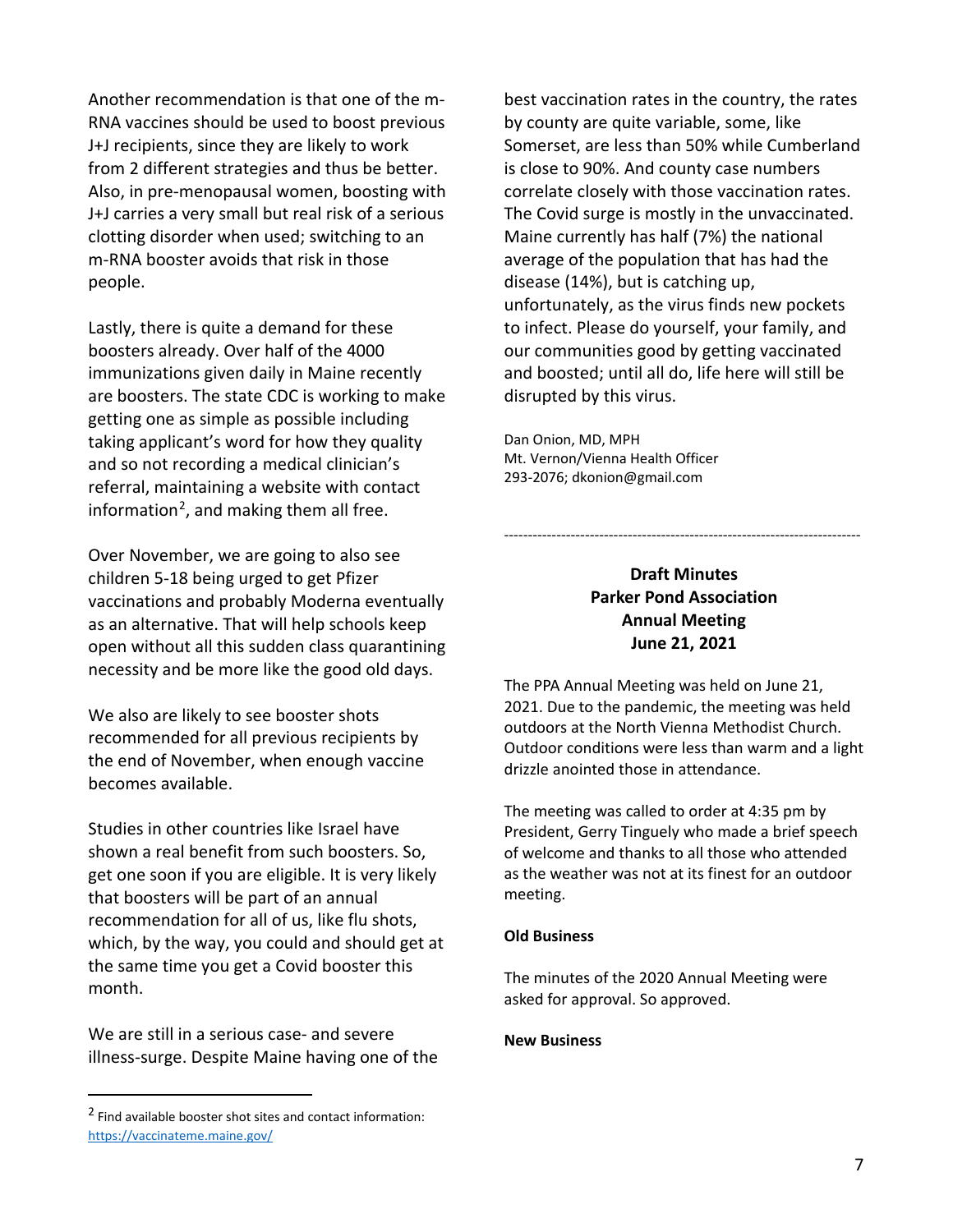Another recommendation is that one of the m-RNA vaccines should be used to boost previous J+J recipients, since they are likely to work from 2 different strategies and thus be better. Also, in pre-menopausal women, boosting with J+J carries a very small but real risk of a serious clotting disorder when used; switching to an m-RNA booster avoids that risk in those people.

Lastly, there is quite a demand for these boosters already. Over half of the 4000 immunizations given daily in Maine recently are boosters. The state CDC is working to make getting one as simple as possible including taking applicant's word for how they quality and so not recording a medical clinician's referral, maintaining a website with contact information[2], and making them all free.

Over November, we are going to also see children 5-18 being urged to get Pfizer vaccinations and probably Moderna eventually as an alternative. That will help schools keep open without all this sudden class quarantining necessity and be more like the good old days.

We also are likely to see booster shots recommended for all previous recipients by the end of November, when enough vaccine becomes available.

Studies in other countries like Israel have shown a real benefit from such boosters. So, get one soon if you are eligible. It is very likely that boosters will be part of an annual recommendation for all of us, like flu shots, which, by the way, you could and should get at the same time you get a Covid booster this month.

We are still in a serious case- and severe illness-surge. Despite Maine having one of the best vaccination rates in the country, the rates by county are quite variable, some, like Somerset, are less than 50% while Cumberland is close to 90%. And county case numbers correlate closely with those vaccination rates. The Covid surge is mostly in the unvaccinated. Maine currently has half (7%) the national average of the population that has had the disease (14%), but is catching up, unfortunately, as the virus finds new pockets to infect. Please do yourself, your family, and our communities good by getting vaccinated and boosted; until all do, life here will still be disrupted by this virus.

Dan Onion, MD, MPH
Mt. Vernon/Vienna Health Officer
293-2076; dkonion@gmail.com

[2] Find available booster shot sites and contact information: https://vaccinateme.maine.gov/

---

**Draft Minutes**
**Parker Pond Association**
**Annual Meeting**
**June 21, 2021**

The PPA Annual Meeting was held on June 21, 2021. Due to the pandemic, the meeting was held outdoors at the North Vienna Methodist Church. Outdoor conditions were less than warm and a light drizzle anointed those in attendance.

The meeting was called to order at 4:35 pm by President, Gerry Tinguely who made a brief speech of welcome and thanks to all those who attended as the weather was not at its finest for an outdoor meeting.

**Old Business**

The minutes of the 2020 Annual Meeting were asked for approval. So approved.

**New Business**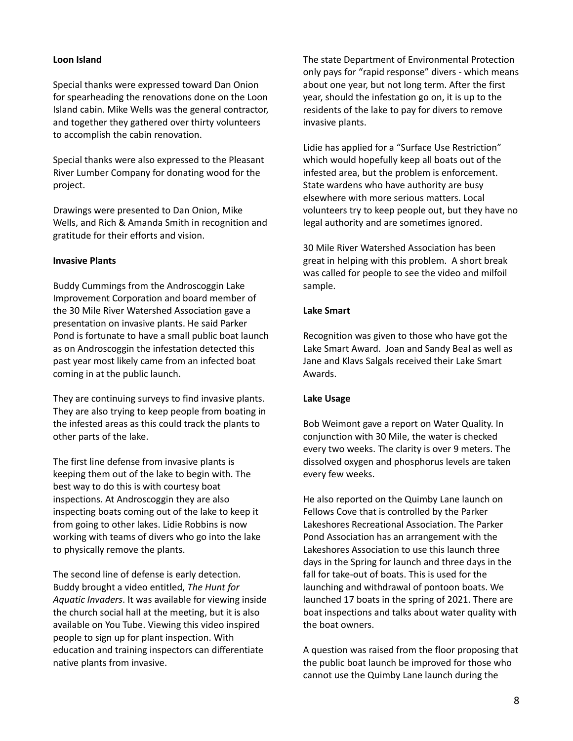**Loon Island**

Special thanks were expressed toward Dan Onion for spearheading the renovations done on the Loon Island cabin. Mike Wells was the general contractor, and together they gathered over thirty volunteers to accomplish the cabin renovation.

Special thanks were also expressed to the Pleasant River Lumber Company for donating wood for the project.

Drawings were presented to Dan Onion, Mike Wells, and Rich & Amanda Smith in recognition and gratitude for their efforts and vision.

**Invasive Plants**

Buddy Cummings from the Androscoggin Lake Improvement Corporation and board member of the 30 Mile River Watershed Association gave a presentation on invasive plants. He said Parker Pond is fortunate to have a small public boat launch as on Androscoggin the infestation detected this past year most likely came from an infected boat coming in at the public launch.

They are continuing surveys to find invasive plants. They are also trying to keep people from boating in the infested areas as this could track the plants to other parts of the lake.

The first line defense from invasive plants is keeping them out of the lake to begin with. The best way to do this is with courtesy boat inspections. At Androscoggin they are also inspecting boats coming out of the lake to keep it from going to other lakes. Lidie Robbins is now working with teams of divers who go into the lake to physically remove the plants.

The second line of defense is early detection. Buddy brought a video entitled, *The Hunt for Aquatic Invaders*. It was available for viewing inside the church social hall at the meeting, but it is also available on You Tube. Viewing this video inspired people to sign up for plant inspection. With education and training inspectors can differentiate native plants from invasive.

The state Department of Environmental Protection only pays for "rapid response" divers - which means about one year, but not long term. After the first year, should the infestation go on, it is up to the residents of the lake to pay for divers to remove invasive plants.

Lidie has applied for a "Surface Use Restriction" which would hopefully keep all boats out of the infested area, but the problem is enforcement. State wardens who have authority are busy elsewhere with more serious matters. Local volunteers try to keep people out, but they have no legal authority and are sometimes ignored.

30 Mile River Watershed Association has been great in helping with this problem. A short break was called for people to see the video and milfoil sample.

**Lake Smart**

Recognition was given to those who have got the Lake Smart Award. Joan and Sandy Beal as well as Jane and Klavs Salgals received their Lake Smart Awards.

**Lake Usage**

Bob Weimont gave a report on Water Quality. In conjunction with 30 Mile, the water is checked every two weeks. The clarity is over 9 meters. The dissolved oxygen and phosphorus levels are taken every few weeks.

He also reported on the Quimby Lane launch on Fellows Cove that is controlled by the Parker Lakeshores Recreational Association. The Parker Pond Association has an arrangement with the Lakeshores Association to use this launch three days in the Spring for launch and three days in the fall for take-out of boats. This is used for the launching and withdrawal of pontoon boats. We launched 17 boats in the spring of 2021. There are boat inspections and talks about water quality with the boat owners.

A question was raised from the floor proposing that the public boat launch be improved for those who cannot use the Quimby Lane launch during the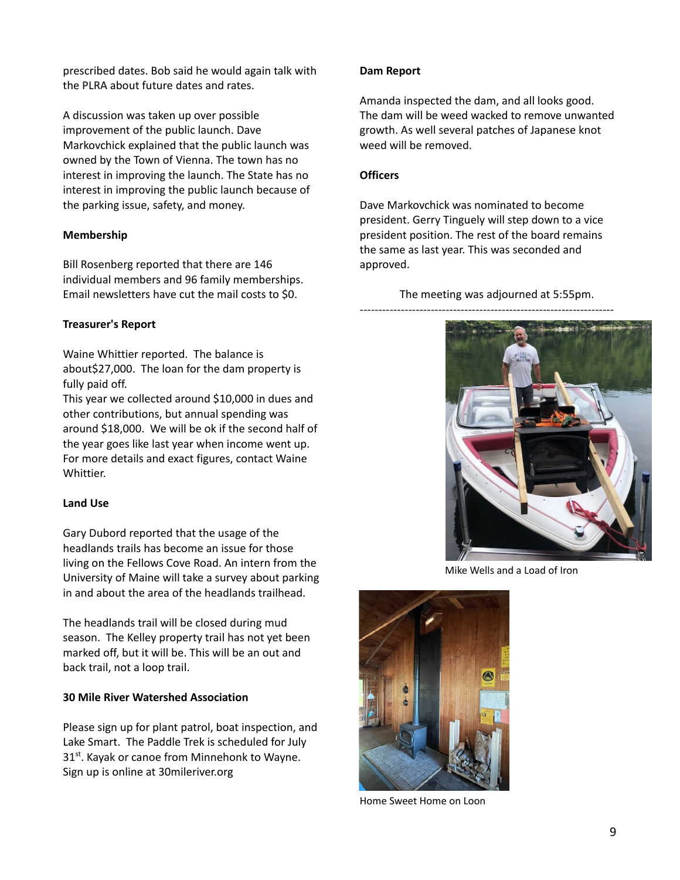prescribed dates. Bob said he would again talk with the PLRA about future dates and rates.

A discussion was taken up over possible improvement of the public launch. Dave Markovchick explained that the public launch was owned by the Town of Vienna. The town has no interest in improving the launch. The State has no interest in improving the public launch because of the parking issue, safety, and money.

**Membership**

Bill Rosenberg reported that there are 146 individual members and 96 family memberships. Email newsletters have cut the mail costs to $0.

**Treasurer's Report**

Waine Whittier reported. The balance is about$27,000. The loan for the dam property is fully paid off.
This year we collected around $10,000 in dues and other contributions, but annual spending was around $18,000. We will be ok if the second half of the year goes like last year when income went up. For more details and exact figures, contact Waine Whittier.

**Land Use**

Gary Dubord reported that the usage of the headlands trails has become an issue for those living on the Fellows Cove Road. An intern from the University of Maine will take a survey about parking in and about the area of the headlands trailhead.

The headlands trail will be closed during mud season. The Kelley property trail has not yet been marked off, but it will be. This will be an out and back trail, not a loop trail.

**30 Mile River Watershed Association**

Please sign up for plant patrol, boat inspection, and Lake Smart. The Paddle Trek is scheduled for July 31st. Kayak or canoe from Minnehonk to Wayne. Sign up is online at 30mileriver.org

**Dam Report**

Amanda inspected the dam, and all looks good. The dam will be weed wacked to remove unwanted growth. As well several patches of Japanese knot weed will be removed.

**Officers**

Dave Markovchick was nominated to become president. Gerry Tinguely will step down to a vice president position. The rest of the board remains the same as last year. This was seconded and approved.

The meeting was adjourned at 5:55pm.

---

Mike Wells and a Load of Iron

Home Sweet Home on Loon